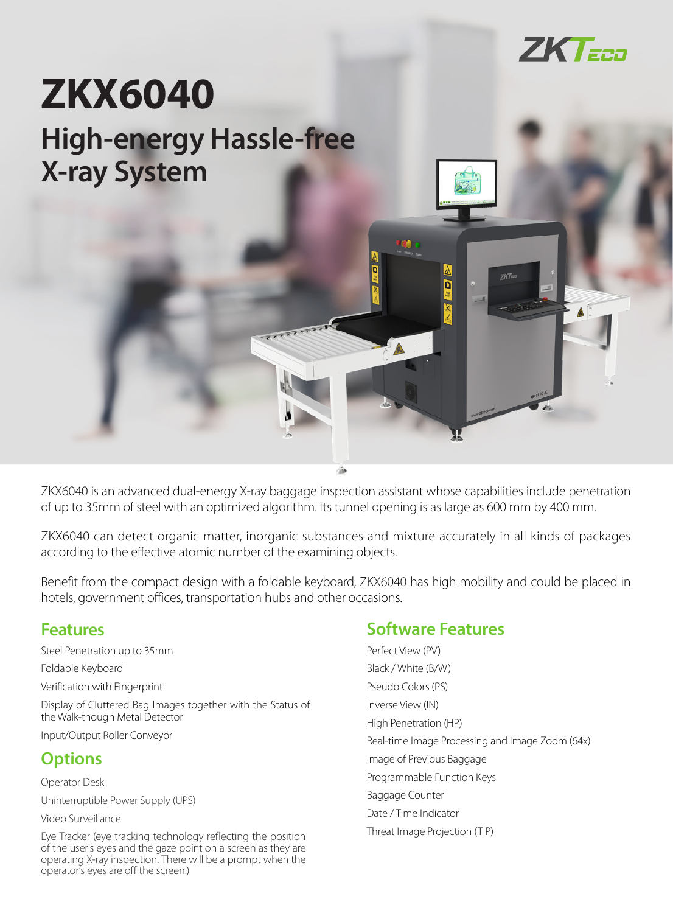ZKTeco

# ZKX6040

## High-energy Hassle-free X-ray System

ZKX6040 is an advanced dual-energy X-ray baggage inspection assistant whose capabilities include penetration of up to 35mm of steel with an optimized algorithm. Its tunnel opening is as large as 600 mm by 400 mm.

ZKX6040 can detect organic matter, inorganic substances and mixture accurately in all kinds of packages according to the effective atomic number of the examining objects.

Benefit from the compact design with a foldable keyboard, ZKX6040 has high mobility and could be placed in hotels, government offices, transportation hubs and other occasions.

## Features

Steel Penetration up to 35mm

Foldable Keyboard

Verification with Fingerprint

Display of Cluttered Bag Images together with the Status of the Walk-though Metal Detector

Input/Output Roller Conveyor

## Options

Operator Desk

Uninterruptible Power Supply (UPS)

Video Surveillance

Eye Tracker (eye tracking technology reflecting the position of the user's eyes and the gaze point on a screen as they are operating X-ray inspection. There will be a prompt when the operator's eyes are off the screen.)

## Software Features

Perfect View (PV)

Black / White (B/W)

Pseudo Colors (PS)

Inverse View (IN)

High Penetration (HP)

Real-time Image Processing and Image Zoom (64x)

Image of Previous Baggage

Programmable Function Keys

Baggage Counter

Date / Time Indicator

Threat Image Projection (TIP)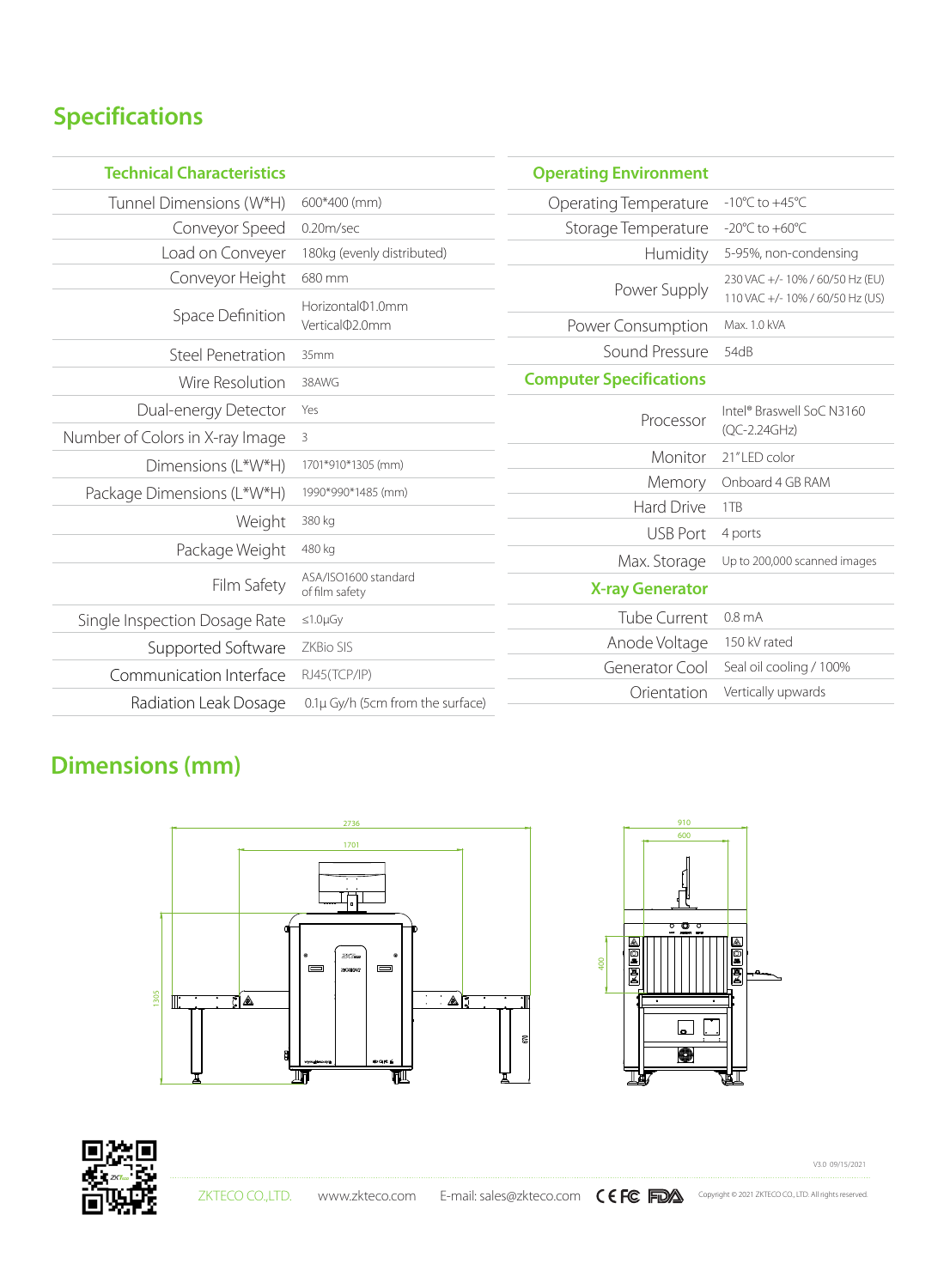## Specifications

| Technical Characteristics | |
|---|---|
| Tunnel Dimensions (W*H) | 600*400 (mm) |
| Conveyor Speed | 0.20m/sec |
| Load on Conveyer | 180kg (evenly distributed) |
| Conveyor Height | 680 mm |
| Space Definition | HorizontalΦ1.0mm VerticalΦ2.0mm |
| Steel Penetration | 35mm |
| Wire Resolution | 38AWG |
| Dual-energy Detector | Yes |
| Number of Colors in X-ray Image | 3 |
| Dimensions (L*W*H) | 1701*910*1305 (mm) |
| Package Dimensions (L*W*H) | 1990*990*1485 (mm) |
| Weight | 380 kg |
| Package Weight | 480 kg |
| Film Safety | ASA/ISO1600 standard of film safety |
| Single Inspection Dosage Rate | ≤1.0μGy |
| Supported Software | ZKBio SIS |
| Communication Interface | RJ45(TCP/IP) |
| Radiation Leak Dosage | 0.1μ Gy/h (5cm from the surface) |

| Operating Environment | |
|---|---|
| Operating Temperature | -10℃ to +45℃ |
| Storage Temperature | -20℃ to +60℃ |
| Humidity | 5-95%, non-condensing |
| Power Supply | 230 VAC +/- 10% / 60/50 Hz (EU) 110 VAC +/- 10% / 60/50 Hz (US) |
| Power Consumption | Max. 1.0 kVA |
| Sound Pressure | 54dB |
| **Computer Specifications** | |
| Processor | Intel® Braswell SoC N3160 (QC-2.24GHz) |
| Monitor | 21" LED color |
| Memory | Onboard 4 GB RAM |
| Hard Drive | 1TB |
| USB Port | 4 ports |
| Max. Storage | Up to 200,000 scanned images |
| **X-ray Generator** | |
| Tube Current | 0.8 mA |
| Anode Voltage | 150 kV rated |
| Generator Cool | Seal oil cooling / 100% |
| Orientation | Vertically upwards |

## Dimensions (mm)

2736
1701
1305
680
910
600
400

V3.0 09/15/2021

ZKTECO CO.,LTD. www.zkteco.com E-mail: sales@zkteco.com

Copyright © 2021 ZKTECO CO., LTD. All rights reserved.